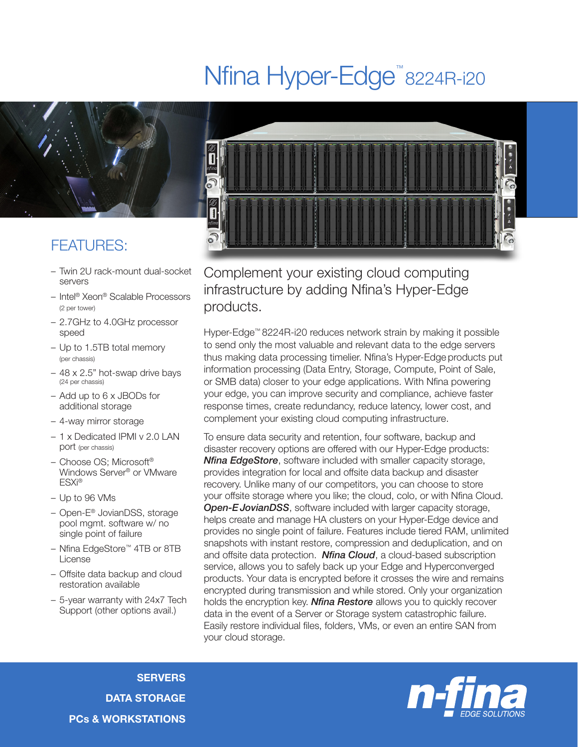# Nfina Hyper-Edge™ 8224R-i20

## FEATURES:

- Twin 2U rack-mount dual-socket servers
- Intel® Xeon® Scalable Processors (2 per tower)
- 2.7GHz to 4.0GHz processor speed
- Up to 1.5TB total memory (per chassis)
- 48 x 2.5" hot-swap drive bays (24 per chassis)
- Add up to 6 x JBODs for additional storage
- 4-way mirror storage
- 1 x Dedicated IPMI v 2.0 LAN port (per chassis)
- Choose OS; Microsoft® Windows Server® or VMware ESXi®
- Up to 96 VMs
- Open-E® JovianDSS, storage pool mgmt. software w/ no single point of failure
- Nfina EdgeStore™ 4TB or 8TB License
- Offsite data backup and cloud restoration available
- 5-year warranty with 24x7 Tech Support (other options avail.)

## Complement your existing cloud computing infrastructure by adding Nfina's Hyper-Edge products.

Hyper-Edge™ 8224R-i20 reduces network strain by making it possible to send only the most valuable and relevant data to the edge servers thus making data processing timelier. Nfina's Hyper-Edge products put information processing (Data Entry, Storage, Compute, Point of Sale, or SMB data) closer to your edge applications. With Nfina powering your edge, you can improve security and compliance, achieve faster response times, create redundancy, reduce latency, lower cost, and complement your existing cloud computing infrastructure.

To ensure data security and retention, four software, backup and disaster recovery options are offered with our Hyper-Edge products: ***Nfina EdgeStore***, software included with smaller capacity storage, provides integration for local and offsite data backup and disaster recovery. Unlike many of our competitors, you can choose to store your offsite storage where you like; the cloud, colo, or with Nfina Cloud. ***Open-E JovianDSS***, software included with larger capacity storage, helps create and manage HA clusters on your Hyper-Edge device and provides no single point of failure. Features include tiered RAM, unlimited snapshots with instant restore, compression and deduplication, and on and offsite data protection. ***Nfina Cloud***, a cloud-based subscription service, allows you to safely back up your Edge and Hyperconverged products. Your data is encrypted before it crosses the wire and remains encrypted during transmission and while stored. Only your organization holds the encryption key. ***Nfina Restore*** allows you to quickly recover data in the event of a Server or Storage system catastrophic failure. Easily restore individual files, folders, VMs, or even an entire SAN from your cloud storage.

**SERVERS**
**DATA STORAGE**
**PCs & WORKSTATIONS**

n-fina EDGE SOLUTIONS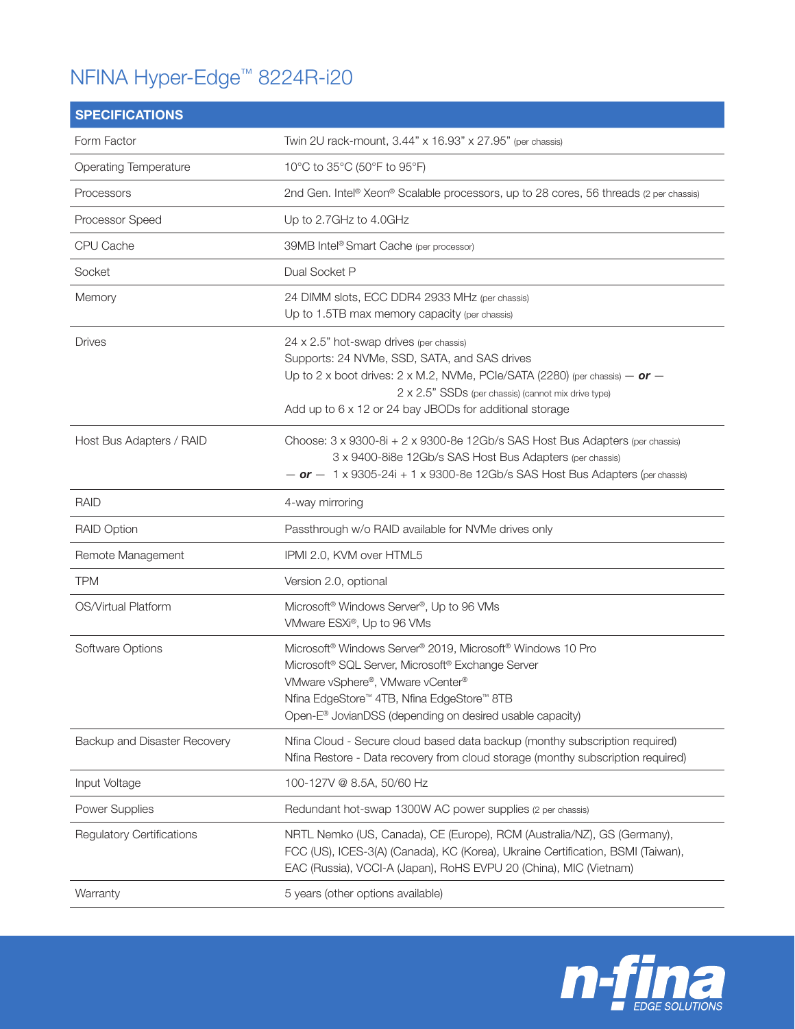# NFINA Hyper-Edge™ 8224R-i20

| SPECIFICATIONS | |
|---|---|
| Form Factor | Twin 2U rack-mount, 3.44" x 16.93" x 27.95" (per chassis) |
| Operating Temperature | 10°C to 35°C (50°F to 95°F) |
| Processors | 2nd Gen. Intel® Xeon® Scalable processors, up to 28 cores, 56 threads (2 per chassis) |
| Processor Speed | Up to 2.7GHz to 4.0GHz |
| CPU Cache | 39MB Intel® Smart Cache (per processor) |
| Socket | Dual Socket P |
| Memory | 24 DIMM slots, ECC DDR4 2933 MHz (per chassis)<br>Up to 1.5TB max memory capacity (per chassis) |
| Drives | 24 x 2.5" hot-swap drives (per chassis)<br>Supports: 24 NVMe, SSD, SATA, and SAS drives<br>Up to 2 x boot drives: 2 x M.2, NVMe, PCIe/SATA (2280) (per chassis) — ***or*** —<br>2 x 2.5" SSDs (per chassis) (cannot mix drive type)<br>Add up to 6 x 12 or 24 bay JBODs for additional storage |
| Host Bus Adapters / RAID | Choose: 3 x 9300-8i + 2 x 9300-8e 12Gb/s SAS Host Bus Adapters (per chassis)<br>3 x 9400-8i8e 12Gb/s SAS Host Bus Adapters (per chassis)<br>— ***or*** — 1 x 9305-24i + 1 x 9300-8e 12Gb/s SAS Host Bus Adapters (per chassis) |
| RAID | 4-way mirroring |
| RAID Option | Passthrough w/o RAID available for NVMe drives only |
| Remote Management | IPMI 2.0, KVM over HTML5 |
| TPM | Version 2.0, optional |
| OS/Virtual Platform | Microsoft® Windows Server®, Up to 96 VMs<br>VMware ESXi®, Up to 96 VMs |
| Software Options | Microsoft® Windows Server® 2019, Microsoft® Windows 10 Pro<br>Microsoft® SQL Server, Microsoft® Exchange Server<br>VMware vSphere®, VMware vCenter®<br>Nfina EdgeStore™ 4TB, Nfina EdgeStore™ 8TB<br>Open-E® JovianDSS (depending on desired usable capacity) |
| Backup and Disaster Recovery | Nfina Cloud - Secure cloud based data backup (monthy subscription required)<br>Nfina Restore - Data recovery from cloud storage (monthy subscription required) |
| Input Voltage | 100-127V @ 8.5A, 50/60 Hz |
| Power Supplies | Redundant hot-swap 1300W AC power supplies (2 per chassis) |
| Regulatory Certifications | NRTL Nemko (US, Canada), CE (Europe), RCM (Australia/NZ), GS (Germany), FCC (US), ICES-3(A) (Canada), KC (Korea), Ukraine Certification, BSMI (Taiwan), EAC (Russia), VCCI-A (Japan), RoHS EVPU 20 (China), MIC (Vietnam) |
| Warranty | 5 years (other options available) |

n-fina EDGE SOLUTIONS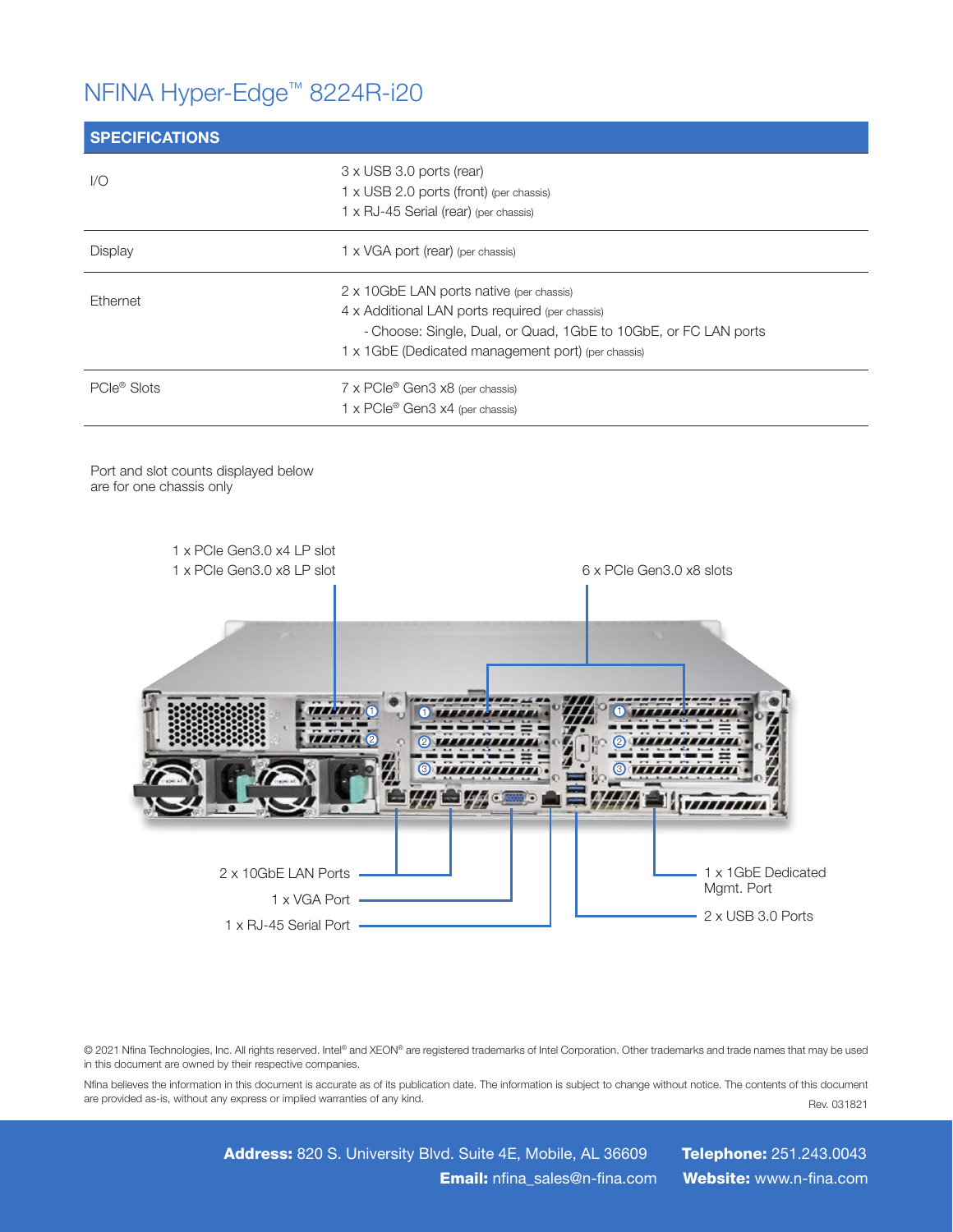# NFINA Hyper-Edge™ 8224R-i20

| SPECIFICATIONS | |
|---|---|
| I/O | 3 x USB 3.0 ports (rear)<br>1 x USB 2.0 ports (front) (per chassis)<br>1 x RJ-45 Serial (rear) (per chassis) |
| Display | 1 x VGA port (rear) (per chassis) |
| Ethernet | 2 x 10GbE LAN ports native (per chassis)<br>4 x Additional LAN ports required (per chassis)<br>- Choose: Single, Dual, or Quad, 1GbE to 10GbE, or FC LAN ports<br>1 x 1GbE (Dedicated management port) (per chassis) |
| PCIe® Slots | 7 x PCIe® Gen3 x8 (per chassis)<br>1 x PCIe® Gen3 x4 (per chassis) |

Port and slot counts displayed below are for one chassis only

1 x PCIe Gen3.0 x4 LP slot
1 x PCIe Gen3.0 x8 LP slot

6 x PCIe Gen3.0 x8 slots

2 x 10GbE LAN Ports

1 x VGA Port

1 x RJ-45 Serial Port

1 x 1GbE Dedicated Mgmt. Port

2 x USB 3.0 Ports

© 2021 Nfina Technologies, Inc. All rights reserved. Intel® and XEON® are registered trademarks of Intel Corporation. Other trademarks and trade names that may be used in this document are owned by their respective companies.

Nfina believes the information in this document is accurate as of its publication date. The information is subject to change without notice. The contents of this document are provided as-is, without any express or implied warranties of any kind.

Rev. 031821

**Address:** 820 S. University Blvd. Suite 4E, Mobile, AL 36609 **Telephone:** 251.243.0043
**Email:** nfina_sales@n-fina.com **Website:** www.n-fina.com